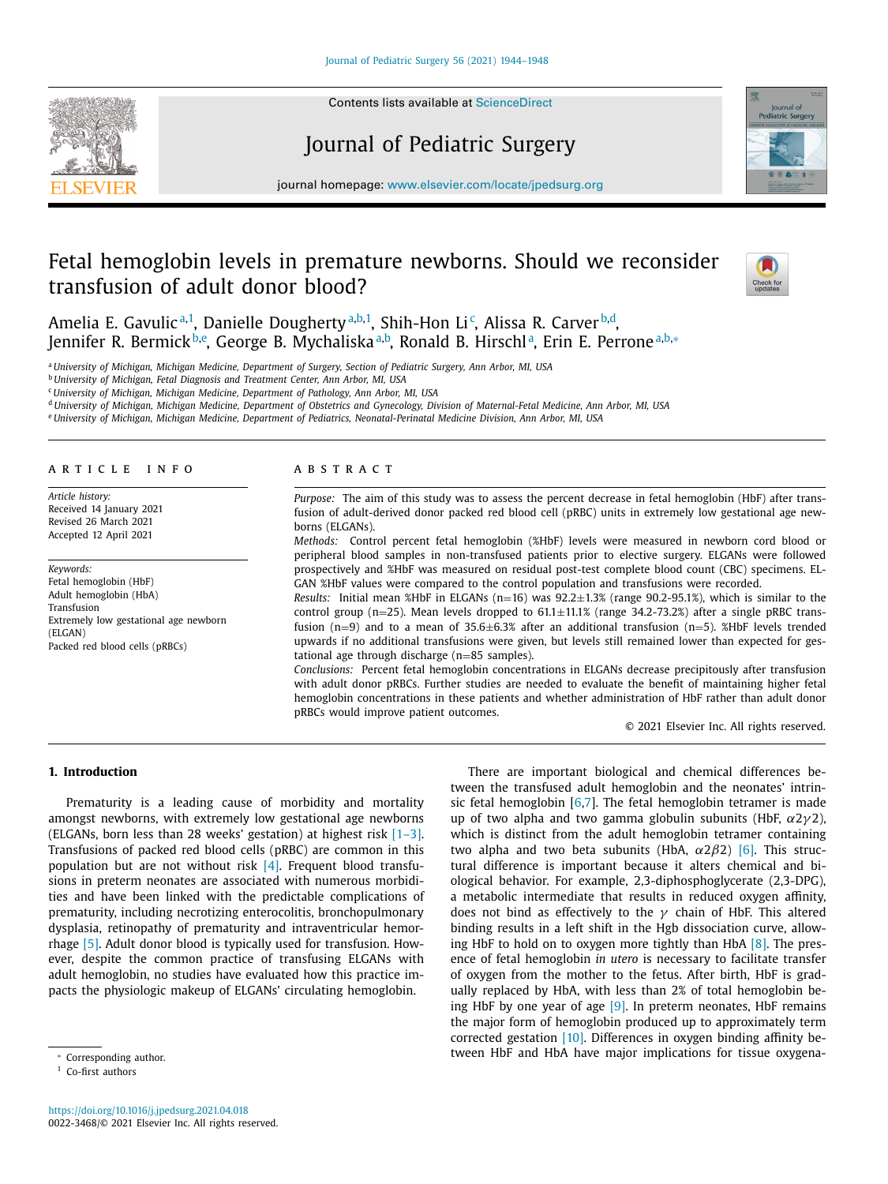# Fetal hemoglobin levels in premature newborns. Should we reconsider transfusion of adult donor blood?

Amelia E. Gavulic[a,1], Danielle Dougherty[a,b,1], Shih-Hon Li[c], Alissa R. Carver[b,d], Jennifer R. Bermick[b,e], George B. Mychaliska[a,b], Ronald B. Hirschl[a], Erin E. Perrone[a,b,*]

[a] University of Michigan, Michigan Medicine, Department of Surgery, Section of Pediatric Surgery, Ann Arbor, MI, USA
[b] University of Michigan, Fetal Diagnosis and Treatment Center, Ann Arbor, MI, USA
[c] University of Michigan, Michigan Medicine, Department of Pathology, Ann Arbor, MI, USA
[d] University of Michigan, Michigan Medicine, Department of Obstetrics and Gynecology, Division of Maternal-Fetal Medicine, Ann Arbor, MI, USA
[e] University of Michigan, Michigan Medicine, Department of Pediatrics, Neonatal-Perinatal Medicine Division, Ann Arbor, MI, USA

## ARTICLE INFO

*Article history:*
Received 14 January 2021
Revised 26 March 2021
Accepted 12 April 2021

*Keywords:*
Fetal hemoglobin (HbF)
Adult hemoglobin (HbA)
Transfusion
Extremely low gestational age newborn (ELGAN)
Packed red blood cells (pRBCs)

## ABSTRACT

*Purpose:* The aim of this study was to assess the percent decrease in fetal hemoglobin (HbF) after transfusion of adult-derived donor packed red blood cell (pRBC) units in extremely low gestational age newborns (ELGANs).

*Methods:* Control percent fetal hemoglobin (%HbF) levels were measured in newborn cord blood or peripheral blood samples in non-transfused patients prior to elective surgery. ELGANs were followed prospectively and %HbF was measured on residual post-test complete blood count (CBC) specimens. ELGAN %HbF values were compared to the control population and transfusions were recorded.

*Results:* Initial mean %HbF in ELGANs (n=16) was 92.2±1.3% (range 90.2-95.1%), which is similar to the control group (n=25). Mean levels dropped to 61.1±11.1% (range 34.2-73.2%) after a single pRBC transfusion (n=9) and to a mean of 35.6±6.3% after an additional transfusion (n=5). %HbF levels trended upwards if no additional transfusions were given, but levels still remained lower than expected for gestational age through discharge (n=85 samples).

*Conclusions:* Percent fetal hemoglobin concentrations in ELGANs decrease precipitously after transfusion with adult donor pRBCs. Further studies are needed to evaluate the benefit of maintaining higher fetal hemoglobin concentrations in these patients and whether administration of HbF rather than adult donor pRBCs would improve patient outcomes.

© 2021 Elsevier Inc. All rights reserved.

## 1. Introduction

Prematurity is a leading cause of morbidity and mortality amongst newborns, with extremely low gestational age newborns (ELGANs, born less than 28 weeks' gestation) at highest risk [1–3]. Transfusions of packed red blood cells (pRBC) are common in this population but are not without risk [4]. Frequent blood transfusions in preterm neonates are associated with numerous morbidities and have been linked with the predictable complications of prematurity, including necrotizing enterocolitis, bronchopulmonary dysplasia, retinopathy of prematurity and intraventricular hemorrhage [5]. Adult donor blood is typically used for transfusion. However, despite the common practice of transfusing ELGANs with adult hemoglobin, no studies have evaluated how this practice impacts the physiologic makeup of ELGANs' circulating hemoglobin.

There are important biological and chemical differences between the transfused adult hemoglobin and the neonates' intrinsic fetal hemoglobin [6,7]. The fetal hemoglobin tetramer is made up of two alpha and two gamma globulin subunits (HbF, $\alpha 2\gamma 2$), which is distinct from the adult hemoglobin tetramer containing two alpha and two beta subunits (HbA, $\alpha 2\beta 2$) [6]. This structural difference is important because it alters chemical and biological behavior. For example, 2,3-diphosphoglycerate (2,3-DPG), a metabolic intermediate that results in reduced oxygen affinity, does not bind as effectively to the $\gamma$ chain of HbF. This altered binding results in a left shift in the Hgb dissociation curve, allowing HbF to hold on to oxygen more tightly than HbA [8]. The presence of fetal hemoglobin *in utero* is necessary to facilitate transfer of oxygen from the mother to the fetus. After birth, HbF is gradually replaced by HbA, with less than 2% of total hemoglobin being HbF by one year of age [9]. In preterm neonates, HbF remains the major form of hemoglobin produced up to approximately term corrected gestation [10]. Differences in oxygen binding affinity between HbF and HbA have major implications for tissue oxygena-

\* Corresponding author.
[1] Co-first authors

https://doi.org/10.1016/j.jpedsurg.2021.04.018
0022-3468/© 2021 Elsevier Inc. All rights reserved.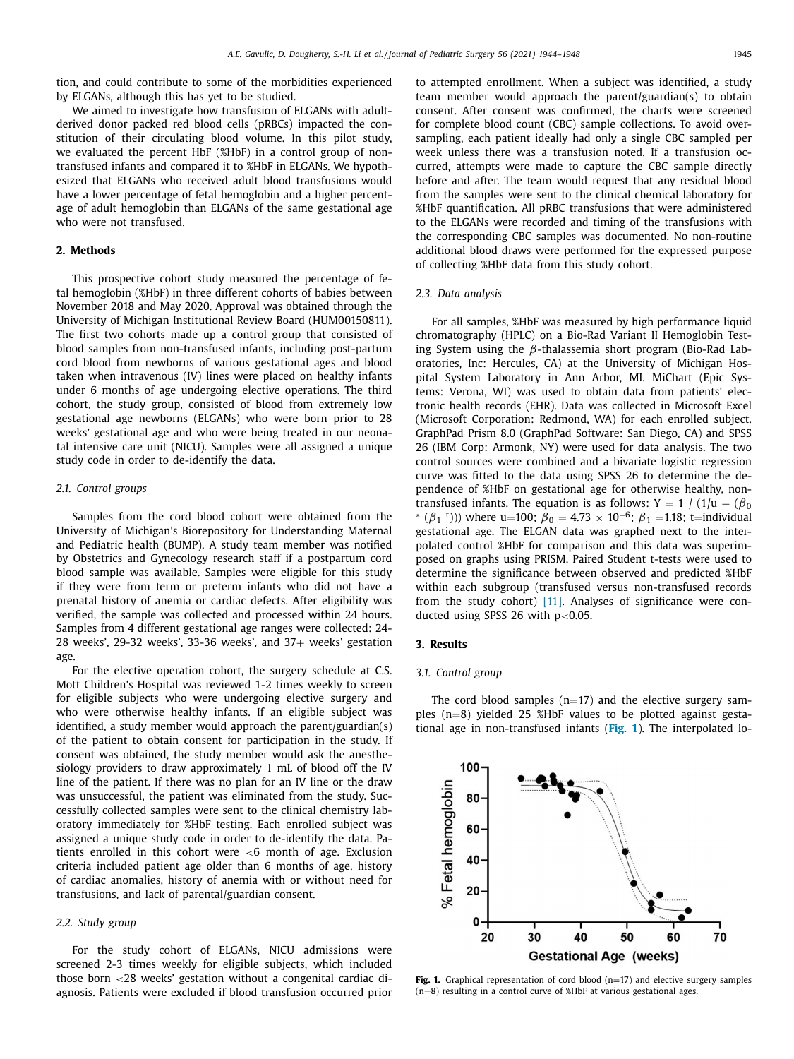tion, and could contribute to some of the morbidities experienced by ELGANs, although this has yet to be studied.

We aimed to investigate how transfusion of ELGANs with adult-derived donor packed red blood cells (pRBCs) impacted the constitution of their circulating blood volume. In this pilot study, we evaluated the percent HbF (%HbF) in a control group of non-transfused infants and compared it to %HbF in ELGANs. We hypothesized that ELGANs who received adult blood transfusions would have a lower percentage of fetal hemoglobin and a higher percentage of adult hemoglobin than ELGANs of the same gestational age who were not transfused.

## 2. Methods

This prospective cohort study measured the percentage of fetal hemoglobin (%HbF) in three different cohorts of babies between November 2018 and May 2020. Approval was obtained through the University of Michigan Institutional Review Board (HUM00150811). The first two cohorts made up a control group that consisted of blood samples from non-transfused infants, including post-partum cord blood from newborns of various gestational ages and blood taken when intravenous (IV) lines were placed on healthy infants under 6 months of age undergoing elective operations. The third cohort, the study group, consisted of blood from extremely low gestational age newborns (ELGANs) who were born prior to 28 weeks' gestational age and who were being treated in our neonatal intensive care unit (NICU). Samples were all assigned a unique study code in order to de-identify the data.

### 2.1. Control groups

Samples from the cord blood cohort were obtained from the University of Michigan's Biorepository for Understanding Maternal and Pediatric health (BUMP). A study team member was notified by Obstetrics and Gynecology research staff if a postpartum cord blood sample was available. Samples were eligible for this study if they were from term or preterm infants who did not have a prenatal history of anemia or cardiac defects. After eligibility was verified, the sample was collected and processed within 24 hours. Samples from 4 different gestational age ranges were collected: 24-28 weeks', 29-32 weeks', 33-36 weeks', and 37+ weeks' gestation age.

For the elective operation cohort, the surgery schedule at C.S. Mott Children's Hospital was reviewed 1-2 times weekly to screen for eligible subjects who were undergoing elective surgery and who were otherwise healthy infants. If an eligible subject was identified, a study member would approach the parent/guardian(s) of the patient to obtain consent for participation in the study. If consent was obtained, the study member would ask the anesthesiology providers to draw approximately 1 mL of blood off the IV line of the patient. If there was no plan for an IV line or the draw was unsuccessful, the patient was eliminated from the study. Successfully collected samples were sent to the clinical chemistry laboratory immediately for %HbF testing. Each enrolled subject was assigned a unique study code in order to de-identify the data. Patients enrolled in this cohort were <6 month of age. Exclusion criteria included patient age older than 6 months of age, history of cardiac anomalies, history of anemia with or without need for transfusions, and lack of parental/guardian consent.

### 2.2. Study group

For the study cohort of ELGANs, NICU admissions were screened 2-3 times weekly for eligible subjects, which included those born <28 weeks' gestation without a congenital cardiac diagnosis. Patients were excluded if blood transfusion occurred prior to attempted enrollment. When a subject was identified, a study team member would approach the parent/guardian(s) to obtain consent. After consent was confirmed, the charts were screened for complete blood count (CBC) sample collections. To avoid oversampling, each patient ideally had only a single CBC sampled per week unless there was a transfusion noted. If a transfusion occurred, attempts were made to capture the CBC sample directly before and after. The team would request that any residual blood from the samples were sent to the clinical chemical laboratory for %HbF quantification. All pRBC transfusions that were administered to the ELGANs were recorded and timing of the transfusions with the corresponding CBC samples was documented. No non-routine additional blood draws were performed for the expressed purpose of collecting %HbF data from this study cohort.

### 2.3. Data analysis

For all samples, %HbF was measured by high performance liquid chromatography (HPLC) on a Bio-Rad Variant II Hemoglobin Testing System using the $\beta$-thalassemia short program (Bio-Rad Laboratories, Inc: Hercules, CA) at the University of Michigan Hospital System Laboratory in Ann Arbor, MI. MiChart (Epic Systems: Verona, WI) was used to obtain data from patients' electronic health records (EHR). Data was collected in Microsoft Excel (Microsoft Corporation: Redmond, WA) for each enrolled subject. GraphPad Prism 8.0 (GraphPad Software: San Diego, CA) and SPSS 26 (IBM Corp: Armonk, NY) were used for data analysis. The two control sources were combined and a bivariate logistic regression curve was fitted to the data using SPSS 26 to determine the dependence of %HbF on gestational age for otherwise healthy, non-transfused infants. The equation is as follows: $Y = 1 / (1/u + (\beta_0 * (\beta_1{}^t)))$ where u=100; $\beta_0 = 4.73 \times 10^{-6}$; $\beta_1 = 1.18$; t=individual gestational age. The ELGAN data was graphed next to the interpolated control %HbF for comparison and this data was superimposed on graphs using PRISM. Paired Student t-tests were used to determine the significance between observed and predicted %HbF within each subgroup (transfused versus non-transfused records from the study cohort) [11]. Analyses of significance were conducted using SPSS 26 with $p<0.05$.

## 3. Results

### 3.1. Control group

The cord blood samples (n=17) and the elective surgery samples (n=8) yielded 25 %HbF values to be plotted against gestational age in non-transfused infants (**Fig. 1**). The interpolated lo-

**Fig. 1.** Graphical representation of cord blood (n=17) and elective surgery samples (n=8) resulting in a control curve of %HbF at various gestational ages.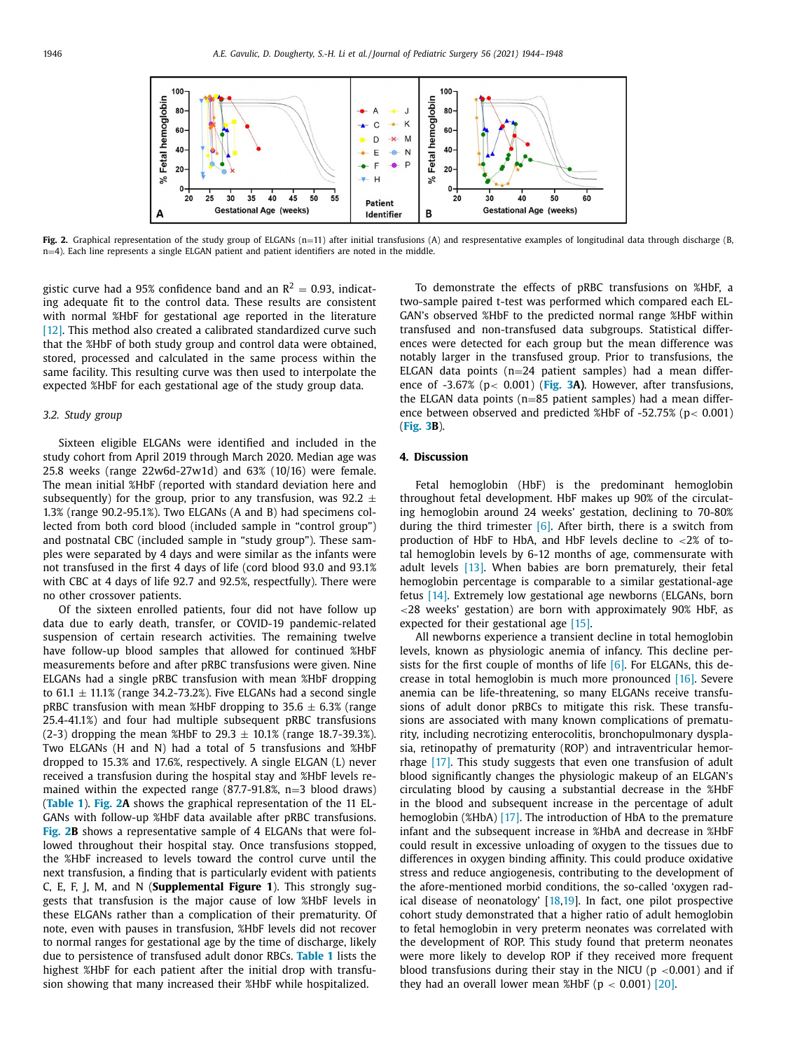Fig. 2. Graphical representation of the study group of ELGANs (n=11) after initial transfusions (A) and respresentative examples of longitudinal data through discharge (B, n=4). Each line represents a single ELGAN patient and patient identifiers are noted in the middle.

gistic curve had a 95% confidence band and an $R^2$ = 0.93, indicating adequate fit to the control data. These results are consistent with normal %HbF for gestational age reported in the literature [12]. This method also created a calibrated standardized curve such that the %HbF of both study group and control data were obtained, stored, processed and calculated in the same process within the same facility. This resulting curve was then used to interpolate the expected %HbF for each gestational age of the study group data.

### 3.2. Study group

Sixteen eligible ELGANs were identified and included in the study cohort from April 2019 through March 2020. Median age was 25.8 weeks (range 22w6d-27w1d) and 63% (10/16) were female. The mean initial %HbF (reported with standard deviation here and subsequently) for the group, prior to any transfusion, was 92.2 ± 1.3% (range 90.2-95.1%). Two ELGANs (A and B) had specimens collected from both cord blood (included sample in "control group") and postnatal CBC (included sample in "study group"). These samples were separated by 4 days and were similar as the infants were not transfused in the first 4 days of life (cord blood 93.0 and 93.1% with CBC at 4 days of life 92.7 and 92.5%, respectfully). There were no other crossover patients.

Of the sixteen enrolled patients, four did not have follow up data due to early death, transfer, or COVID-19 pandemic-related suspension of certain research activities. The remaining twelve have follow-up blood samples that allowed for continued %HbF measurements before and after pRBC transfusions were given. Nine ELGANs had a single pRBC transfusion with mean %HbF dropping to 61.1 ± 11.1% (range 34.2-73.2%). Five ELGANs had a second single pRBC transfusion with mean %HbF dropping to 35.6 ± 6.3% (range 25.4-41.1%) and four had multiple subsequent pRBC transfusions (2-3) dropping the mean %HbF to 29.3 ± 10.1% (range 18.7-39.3%). Two ELGANs (H and N) had a total of 5 transfusions and %HbF dropped to 15.3% and 17.6%, respectively. A single ELGAN (L) never received a transfusion during the hospital stay and %HbF levels remained within the expected range (87.7-91.8%, n=3 blood draws) (Table 1). Fig. 2A shows the graphical representation of the 11 ELGANs with follow-up %HbF data available after pRBC transfusions. Fig. 2B shows a representative sample of 4 ELGANs that were followed throughout their hospital stay. Once transfusions stopped, the %HbF increased to levels toward the control curve until the next transfusion, a finding that is particularly evident with patients C, E, F, J, M, and N (**Supplemental Figure 1**). This strongly suggests that transfusion is the major cause of low %HbF levels in these ELGANs rather than a complication of their prematurity. Of note, even with pauses in transfusion, %HbF levels did not recover to normal ranges for gestational age by the time of discharge, likely due to persistence of transfused adult donor RBCs. Table 1 lists the highest %HbF for each patient after the initial drop with transfusion showing that many increased their %HbF while hospitalized.

To demonstrate the effects of pRBC transfusions on %HbF, a two-sample paired t-test was performed which compared each ELGAN's observed %HbF to the predicted normal range %HbF within transfused and non-transfused data subgroups. Statistical differences were detected for each group but the mean difference was notably larger in the transfused group. Prior to transfusions, the ELGAN data points (n=24 patient samples) had a mean difference of -3.67% ($p < 0.001$) (**Fig. 3A**). However, after transfusions, the ELGAN data points (n=85 patient samples) had a mean difference between observed and predicted %HbF of -52.75% ($p < 0.001$) (**Fig. 3B**).

## 4. Discussion

Fetal hemoglobin (HbF) is the predominant hemoglobin throughout fetal development. HbF makes up 90% of the circulating hemoglobin around 24 weeks' gestation, declining to 70-80% during the third trimester [6]. After birth, there is a switch from production of HbF to HbA, and HbF levels decline to <2% of total hemoglobin by 6-12 months of age, commensurate with adult levels [13]. When babies are born prematurely, their fetal hemoglobin percentage is comparable to a similar gestational-age fetus [14]. Extremely low gestational age newborns (ELGANs, born <28 weeks' gestation) are born with approximately 90% HbF, as expected for their gestational age [15].

All newborns experience a transient decline in total hemoglobin levels, known as physiologic anemia of infancy. This decline persists for the first couple of months of life [6]. For ELGANs, this decrease in total hemoglobin is much more pronounced [16]. Severe anemia can be life-threatening, so many ELGANs receive transfusions of adult donor pRBCs to mitigate this risk. These transfusions are associated with many known complications of prematurity, including necrotizing enterocolitis, bronchopulmonary dysplasia, retinopathy of prematurity (ROP) and intraventricular hemorrhage [17]. This study suggests that even one transfusion of adult blood significantly changes the physiologic makeup of an ELGAN's circulating blood by causing a substantial decrease in the %HbF in the blood and subsequent increase in the percentage of adult hemoglobin (%HbA) [17]. The introduction of HbA to the premature infant and the subsequent increase in %HbA and decrease in %HbF could result in excessive unloading of oxygen to the tissues due to differences in oxygen binding affinity. This could produce oxidative stress and reduce angiogenesis, contributing to the development of the afore-mentioned morbid conditions, the so-called 'oxygen radical disease of neonatology' [18,19]. In fact, one pilot prospective cohort study demonstrated that a higher ratio of adult hemoglobin to fetal hemoglobin in very preterm neonates was correlated with the development of ROP. This study found that preterm neonates were more likely to develop ROP if they received more frequent blood transfusions during their stay in the NICU ($p < 0.001$) and if they had an overall lower mean %HbF ($p < 0.001$) [20].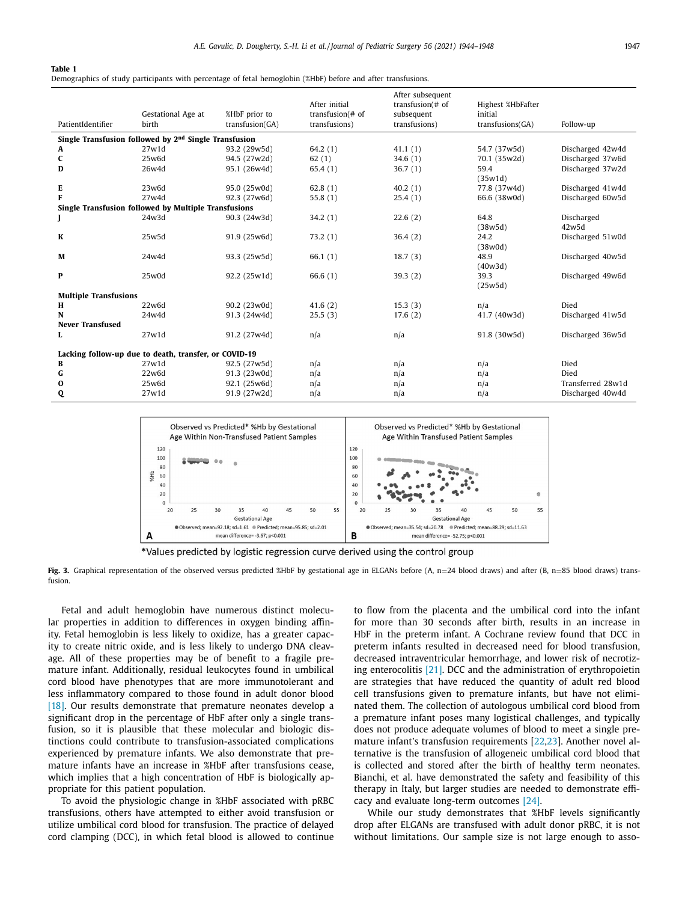**Table 1**
Demographics of study participants with percentage of fetal hemoglobin (%HbF) before and after transfusions.

| PatientIdentifier | Gestational Age at birth | %HbF prior to transfusion(GA) | After initial transfusion(# of transfusions) | After subsequent transfusion(# of subsequent transfusions) | Highest %HbFafter initial transfusions(GA) | Follow-up |
|---|---|---|---|---|---|---|
| **Single Transfusion followed by 2nd Single Transfusion** | | | | | | |
| **A** | 27w1d | 93.2 (29w5d) | 64.2 (1) | 41.1 (1) | 54.7 (37w5d) | Discharged 42w4d |
| **C** | 25w6d | 94.5 (27w2d) | 62 (1) | 34.6 (1) | 70.1 (35w2d) | Discharged 37w6d |
| **D** | 26w4d | 95.1 (26w4d) | 65.4 (1) | 36.7 (1) | 59.4 (35w1d) | Discharged 37w2d |
| **E** | 23w6d | 95.0 (25w0d) | 62.8 (1) | 40.2 (1) | 77.8 (37w4d) | Discharged 41w4d |
| **F** | 27w4d | 92.3 (27w6d) | 55.8 (1) | 25.4 (1) | 66.6 (38w0d) | Discharged 60w5d |
| **Single Transfusion followed by Multiple Transfusions** | | | | | | |
| **J** | 24w3d | 90.3 (24w3d) | 34.2 (1) | 22.6 (2) | 64.8 (38w5d) | Discharged 42w5d |
| **K** | 25w5d | 91.9 (25w6d) | 73.2 (1) | 36.4 (2) | 24.2 (38w0d) | Discharged 51w0d |
| **M** | 24w4d | 93.3 (25w5d) | 66.1 (1) | 18.7 (3) | 48.9 (40w3d) | Discharged 40w5d |
| **P** | 25w0d | 92.2 (25w1d) | 66.6 (1) | 39.3 (2) | 39.3 (25w5d) | Discharged 49w6d |
| **Multiple Transfusions** | | | | | | |
| **H** | 22w6d | 90.2 (23w0d) | 41.6 (2) | 15.3 (3) | n/a | Died |
| **N** | 24w4d | 91.3 (24w4d) | 25.5 (3) | 17.6 (2) | 41.7 (40w3d) | Discharged 41w5d |
| **Never Transfused** | | | | | | |
| **L** | 27w1d | 91.2 (27w4d) | n/a | n/a | 91.8 (30w5d) | Discharged 36w5d |
| **Lacking follow-up due to death, transfer, or COVID-19** | | | | | | |
| **B** | 27w1d | 92.5 (27w5d) | n/a | n/a | n/a | Died |
| **G** | 22w6d | 91.3 (23w0d) | n/a | n/a | n/a | Died |
| **O** | 25w6d | 92.1 (25w6d) | n/a | n/a | n/a | Transferred 28w1d |
| **Q** | 27w1d | 91.9 (27w2d) | n/a | n/a | n/a | Discharged 40w4d |

**Fig. 3.** Graphical representation of the observed versus predicted %HbF by gestational age in ELGANs before (A, n=24 blood draws) and after (B, n=85 blood draws) transfusion.

Fetal and adult hemoglobin have numerous distinct molecular properties in addition to differences in oxygen binding affinity. Fetal hemoglobin is less likely to oxidize, has a greater capacity to create nitric oxide, and is less likely to undergo DNA cleavage. All of these properties may be of benefit to a fragile premature infant. Additionally, residual leukocytes found in umbilical cord blood have phenotypes that are more immunotolerant and less inflammatory compared to those found in adult donor blood [18]. Our results demonstrate that premature neonates develop a significant drop in the percentage of HbF after only a single transfusion, so it is plausible that these molecular and biologic distinctions could contribute to transfusion-associated complications experienced by premature infants. We also demonstrate that premature infants have an increase in %HbF after transfusions cease, which implies that a high concentration of HbF is biologically appropriate for this patient population.

To avoid the physiologic change in %HbF associated with pRBC transfusions, others have attempted to either avoid transfusion or utilize umbilical cord blood for transfusion. The practice of delayed cord clamping (DCC), in which fetal blood is allowed to continue to flow from the placenta and the umbilical cord into the infant for more than 30 seconds after birth, results in an increase in HbF in the preterm infant. A Cochrane review found that DCC in preterm infants resulted in decreased need for blood transfusion, decreased intraventricular hemorrhage, and lower risk of necrotizing enterocolitis [21]. DCC and the administration of erythropoietin are strategies that have reduced the quantity of adult red blood cell transfusions given to premature infants, but have not eliminated them. The collection of autologous umbilical cord blood from a premature infant poses many logistical challenges, and typically does not produce adequate volumes of blood to meet a single premature infant's transfusion requirements [22,23]. Another novel alternative is the transfusion of allogeneic umbilical cord blood that is collected and stored after the birth of healthy term neonates. Bianchi, et al. have demonstrated the safety and feasibility of this therapy in Italy, but larger studies are needed to demonstrate efficacy and evaluate long-term outcomes [24].

While our study demonstrates that %HbF levels significantly drop after ELGANs are transfused with adult donor pRBC, it is not without limitations. Our sample size is not large enough to asso-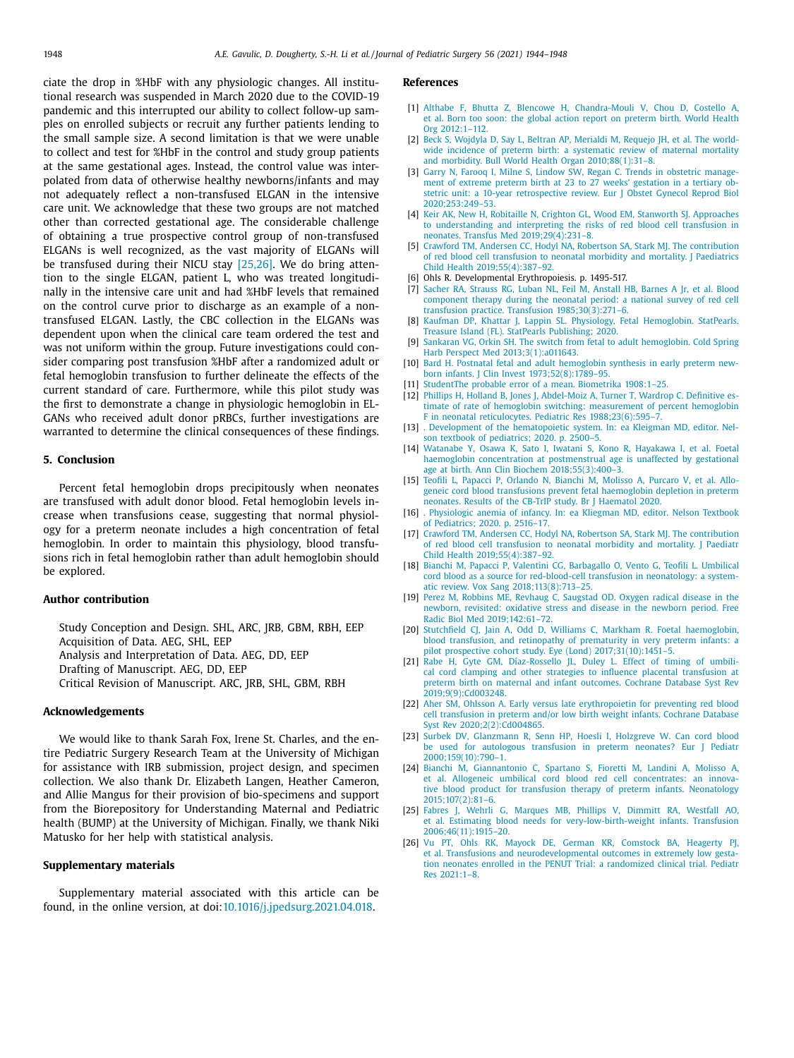ciate the drop in %HbF with any physiologic changes. All institutional research was suspended in March 2020 due to the COVID-19 pandemic and this interrupted our ability to collect follow-up samples on enrolled subjects or recruit any further patients lending to the small sample size. A second limitation is that we were unable to collect and test for %HbF in the control and study group patients at the same gestational ages. Instead, the control value was interpolated from data of otherwise healthy newborns/infants and may not adequately reflect a non-transfused ELGAN in the intensive care unit. We acknowledge that these two groups are not matched other than corrected gestational age. The considerable challenge of obtaining a true prospective control group of non-transfused ELGANs is well recognized, as the vast majority of ELGANs will be transfused during their NICU stay [25,26]. We do bring attention to the single ELGAN, patient L, who was treated longitudinally in the intensive care unit and had %HbF levels that remained on the control curve prior to discharge as an example of a non-transfused ELGAN. Lastly, the CBC collection in the ELGANs was dependent upon when the clinical care team ordered the test and was not uniform within the group. Future investigations could consider comparing post transfusion %HbF after a randomized adult or fetal hemoglobin transfusion to further delineate the effects of the current standard of care. Furthermore, while this pilot study was the first to demonstrate a change in physiologic hemoglobin in ELGANs who received adult donor pRBCs, further investigations are warranted to determine the clinical consequences of these findings.

## 5. Conclusion

Percent fetal hemoglobin drops precipitously when neonates are transfused with adult donor blood. Fetal hemoglobin levels increase when transfusions cease, suggesting that normal physiology for a preterm neonate includes a high concentration of fetal hemoglobin. In order to maintain this physiology, blood transfusions rich in fetal hemoglobin rather than adult hemoglobin should be explored.

## Author contribution

Study Conception and Design. SHL, ARC, JRB, GBM, RBH, EEP
Acquisition of Data. AEG, SHL, EEP
Analysis and Interpretation of Data. AEG, DD, EEP
Drafting of Manuscript. AEG, DD, EEP
Critical Revision of Manuscript. ARC, JRB, SHL, GBM, RBH

## Acknowledgements

We would like to thank Sarah Fox, Irene St. Charles, and the entire Pediatric Surgery Research Team at the University of Michigan for assistance with IRB submission, project design, and specimen collection. We also thank Dr. Elizabeth Langen, Heather Cameron, and Allie Mangus for their provision of bio-specimens and support from the Biorepository for Understanding Maternal and Pediatric health (BUMP) at the University of Michigan. Finally, we thank Niki Matusko for her help with statistical analysis.

## Supplementary materials

Supplementary material associated with this article can be found, in the online version, at doi:10.1016/j.jpedsurg.2021.04.018.

## References

[1] Althabe F, Bhutta Z, Blencowe H, Chandra-Mouli V, Chou D, Costello A, et al. Born too soon: the global action report on preterm birth. World Health Org 2012:1–112.

[2] Beck S, Wojdyla D, Say L, Beltran AP, Merialdi M, Requejo JH, et al. The worldwide incidence of preterm birth: a systematic review of maternal mortality and morbidity. Bull World Health Organ 2010;88(1):31–8.

[3] Garry N, Farooq I, Milne S, Lindow SW, Regan C. Trends in obstetric management of extreme preterm birth at 23 to 27 weeks' gestation in a tertiary obstetric unit: a 10-year retrospective review. Eur J Obstet Gynecol Reprod Biol 2020;253:249–53.

[4] Keir AK, New H, Robitaille N, Crighton GL, Wood EM, Stanworth SJ. Approaches to understanding and interpreting the risks of red blood cell transfusion in neonates. Transfus Med 2019;29(4):231–8.

[5] Crawford TM, Andersen CC, Hodyl NA, Robertson SA, Stark MJ. The contribution of red blood cell transfusion to neonatal morbidity and mortality. J Paediatrics Child Health 2019;55(4):387–92.

[6] Ohls R. Developmental Erythropoiesis. p. 1495-517.

[7] Sacher RA, Strauss RG, Luban NL, Feil M, Anstall HB, Barnes A Jr, et al. Blood component therapy during the neonatal period: a national survey of red cell transfusion practice. Transfusion 1985;30(3):271–6.

[8] Kaufman DP, Khattar J, Lappin SL. Physiology, Fetal Hemoglobin. StatPearls. Treasure Island (FL). StatPearls Publishing; 2020.

[9] Sankaran VG, Orkin SH. The switch from fetal to adult hemoglobin. Cold Spring Harb Perspect Med 2013;3(1):a011643.

[10] Bard H. Postnatal fetal and adult hemoglobin synthesis in early preterm newborn infants. J Clin Invest 1973;52(8):1789–95.

[11] StudentThe probable error of a mean. Biometrika 1908:1–25.

[12] Phillips H, Holland B, Jones J, Abdel-Moiz A, Turner T, Wardrop C. Definitive estimate of rate of hemoglobin switching: measurement of percent hemoglobin F in neonatal reticulocytes. Pediatric Res 1988;23(6):595–7.

[13] . Development of the hematopoietic system. In: ea Kleigman MD, editor. Nelson textbook of pediatrics; 2020. p. 2500–5.

[14] Watanabe Y, Osawa K, Sato I, Iwatani S, Kono R, Hayakawa I, et al. Foetal haemoglobin concentration at postmenstrual age is unaffected by gestational age at birth. Ann Clin Biochem 2018;55(3):400–3.

[15] Teofili L, Papacci P, Orlando N, Bianchi M, Molisso A, Purcaro V, et al. Allogeneic cord blood transfusions prevent fetal haemoglobin depletion in preterm neonates. Results of the CB-TrIP study. Br J Haematol 2020.

[16] . Physiologic anemia of infancy. In: ea Kliegman MD, editor. Nelson Textbook of Pediatrics; 2020. p. 2516–17.

[17] Crawford TM, Andersen CC, Hodyl NA, Robertson SA, Stark MJ. The contribution of red blood cell transfusion to neonatal morbidity and mortality. J Paediatr Child Health 2019;55(4):387–92.

[18] Bianchi M, Papacci P, Valentini CG, Barbagallo O, Vento G, Teofili L. Umbilical cord blood as a source for red-blood-cell transfusion in neonatology: a systematic review. Vox Sang 2018;113(8):713–25.

[19] Perez M, Robbins ME, Revhaug C, Saugstad OD. Oxygen radical disease in the newborn, revisited: oxidative stress and disease in the newborn period. Free Radic Biol Med 2019;142:61–72.

[20] Stutchfield CJ, Jain A, Odd D, Williams C, Markham R. Foetal haemoglobin, blood transfusion, and retinopathy of prematurity in very preterm infants: a pilot prospective cohort study. Eye (Lond) 2017;31(10):1451–5.

[21] Rabe H, Gyte GM, Díaz-Rossello JL, Duley L. Effect of timing of umbilical cord clamping and other strategies to influence placental transfusion at preterm birth on maternal and infant outcomes. Cochrane Database Syst Rev 2019;9(9):Cd003248.

[22] Aher SM, Ohlsson A. Early versus late erythropoietin for preventing red blood cell transfusion in preterm and/or low birth weight infants. Cochrane Database Syst Rev 2020;2(2):Cd004865.

[23] Surbek DV, Glanzmann R, Senn HP, Hoesli I, Holzgreve W. Can cord blood be used for autologous transfusion in preterm neonates? Eur J Pediatr 2000;159(10):790–1.

[24] Bianchi M, Giannantonio C, Spartano S, Fioretti M, Landini A, Molisso A, et al. Allogeneic umbilical cord blood red cell concentrates: an innovative blood product for transfusion therapy of preterm infants. Neonatology 2015;107(2):81–6.

[25] Fabres J, Wehrli G, Marques MB, Phillips V, Dimmitt RA, Westfall AO, et al. Estimating blood needs for very-low-birth-weight infants. Transfusion 2006;46(11):1915–20.

[26] Vu PT, Ohls RK, Mayock DE, German KR, Comstock BA, Heagerty PJ, et al. Transfusions and neurodevelopmental outcomes in extremely low gestation neonates enrolled in the PENUT Trial: a randomized clinical trial. Pediatr Res 2021:1–8.